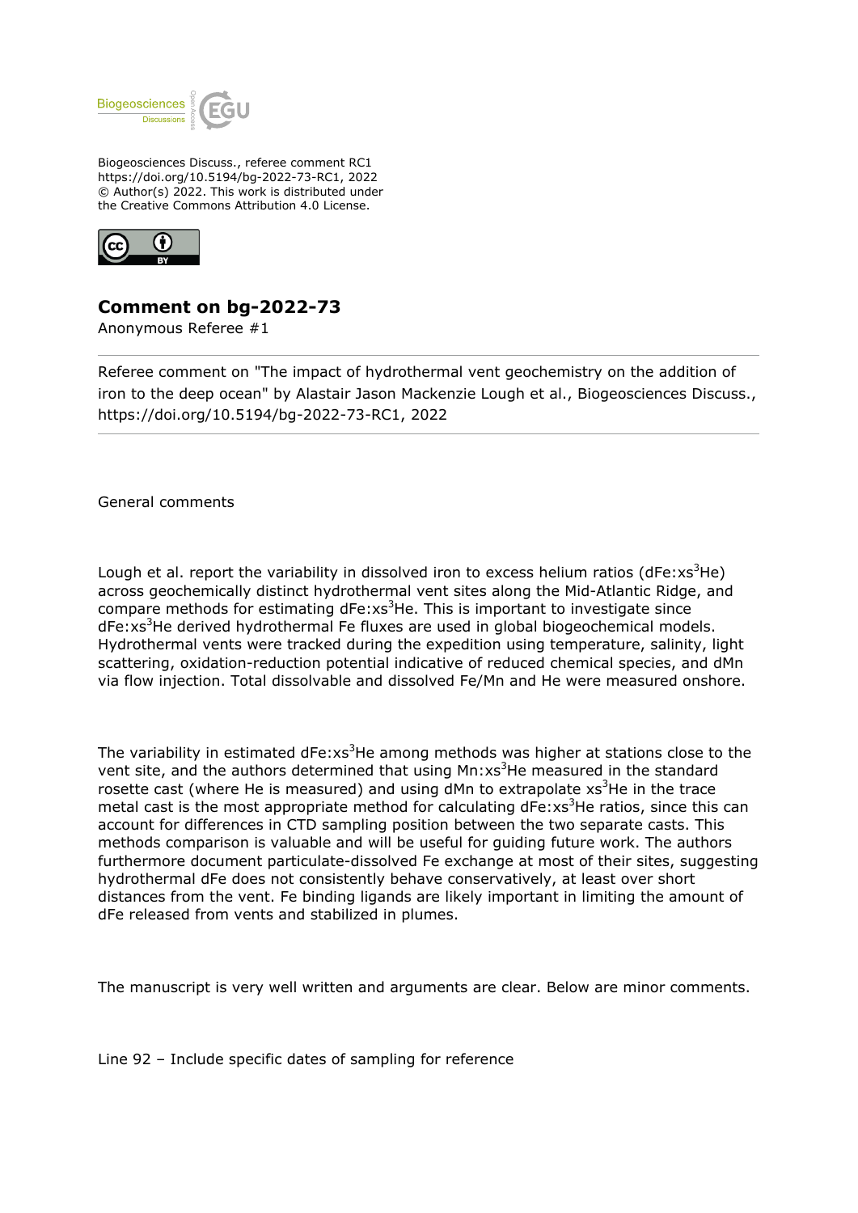Biogeosciences Discuss., referee comment RC1
https://doi.org/10.5194/bg-2022-73-RC1, 2022
© Author(s) 2022. This work is distributed under
the Creative Commons Attribution 4.0 License.

## Comment on bg-2022-73

Anonymous Referee #1

Referee comment on "The impact of hydrothermal vent geochemistry on the addition of iron to the deep ocean" by Alastair Jason Mackenzie Lough et al., Biogeosciences Discuss., https://doi.org/10.5194/bg-2022-73-RC1, 2022

General comments

Lough et al. report the variability in dissolved iron to excess helium ratios (dFe:xs$^3$He) across geochemically distinct hydrothermal vent sites along the Mid-Atlantic Ridge, and compare methods for estimating dFe:xs$^3$He. This is important to investigate since dFe:xs$^3$He derived hydrothermal Fe fluxes are used in global biogeochemical models. Hydrothermal vents were tracked during the expedition using temperature, salinity, light scattering, oxidation-reduction potential indicative of reduced chemical species, and dMn via flow injection. Total dissolvable and dissolved Fe/Mn and He were measured onshore.

The variability in estimated dFe:xs$^3$He among methods was higher at stations close to the vent site, and the authors determined that using Mn:xs$^3$He measured in the standard rosette cast (where He is measured) and using dMn to extrapolate xs$^3$He in the trace metal cast is the most appropriate method for calculating dFe:xs$^3$He ratios, since this can account for differences in CTD sampling position between the two separate casts. This methods comparison is valuable and will be useful for guiding future work. The authors furthermore document particulate-dissolved Fe exchange at most of their sites, suggesting hydrothermal dFe does not consistently behave conservatively, at least over short distances from the vent. Fe binding ligands are likely important in limiting the amount of dFe released from vents and stabilized in plumes.

The manuscript is very well written and arguments are clear. Below are minor comments.

Line 92 – Include specific dates of sampling for reference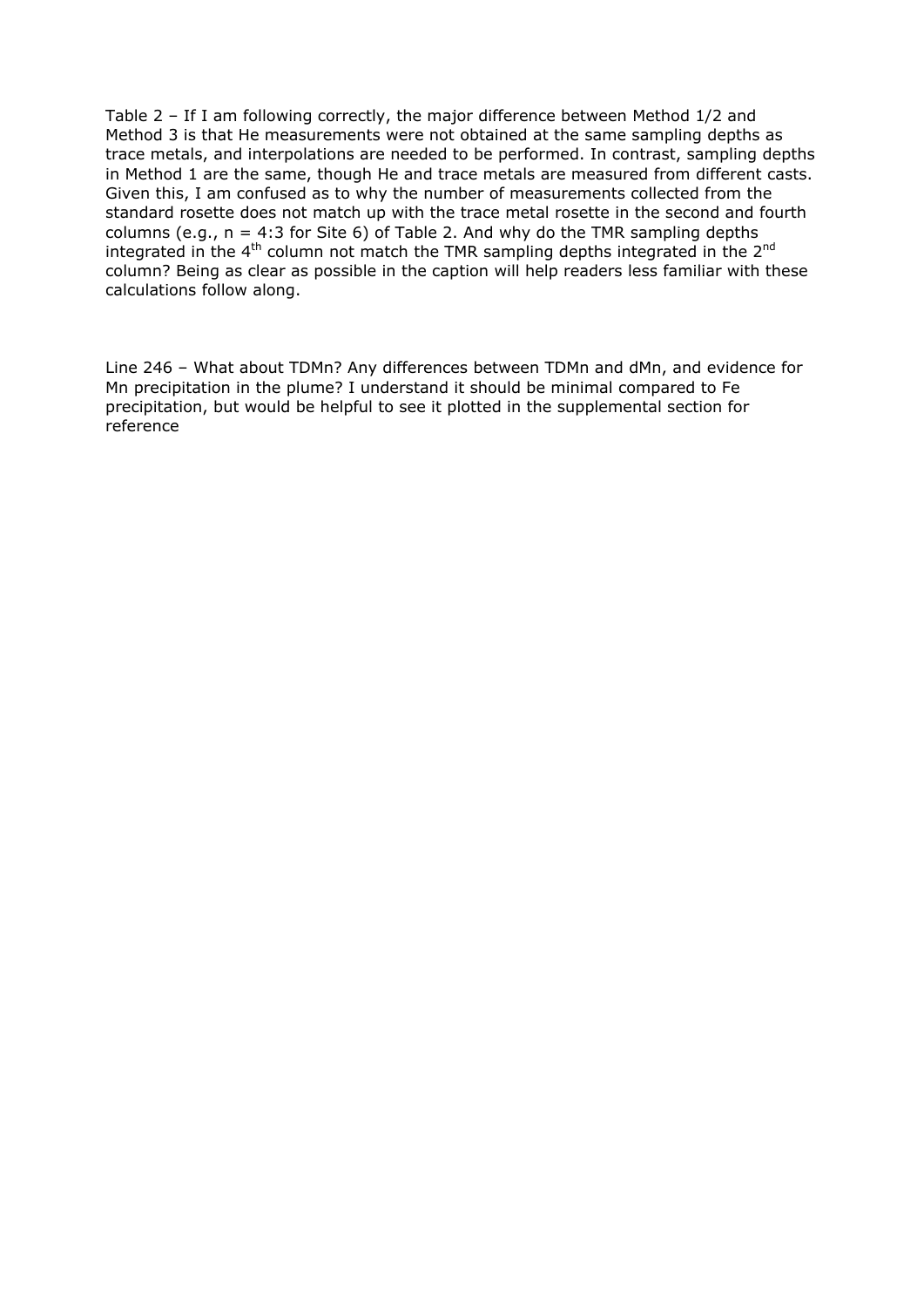Table 2 – If I am following correctly, the major difference between Method 1/2 and Method 3 is that He measurements were not obtained at the same sampling depths as trace metals, and interpolations are needed to be performed. In contrast, sampling depths in Method 1 are the same, though He and trace metals are measured from different casts. Given this, I am confused as to why the number of measurements collected from the standard rosette does not match up with the trace metal rosette in the second and fourth columns (e.g., n = 4:3 for Site 6) of Table 2. And why do the TMR sampling depths integrated in the 4$^{th}$ column not match the TMR sampling depths integrated in the 2$^{nd}$ column? Being as clear as possible in the caption will help readers less familiar with these calculations follow along.

Line 246 – What about TDMn? Any differences between TDMn and dMn, and evidence for Mn precipitation in the plume? I understand it should be minimal compared to Fe precipitation, but would be helpful to see it plotted in the supplemental section for reference